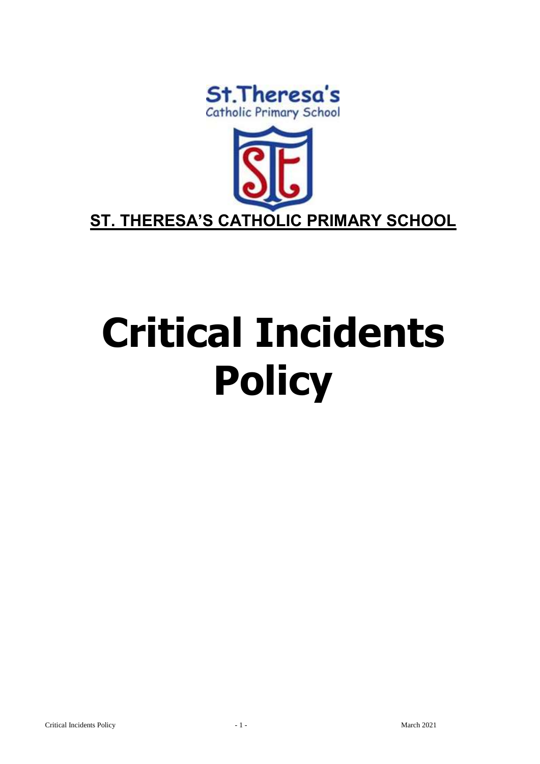St.Theresa's
Catholic Primary School

**ST. THERESA'S CATHOLIC PRIMARY SCHOOL**

# Critical Incidents Policy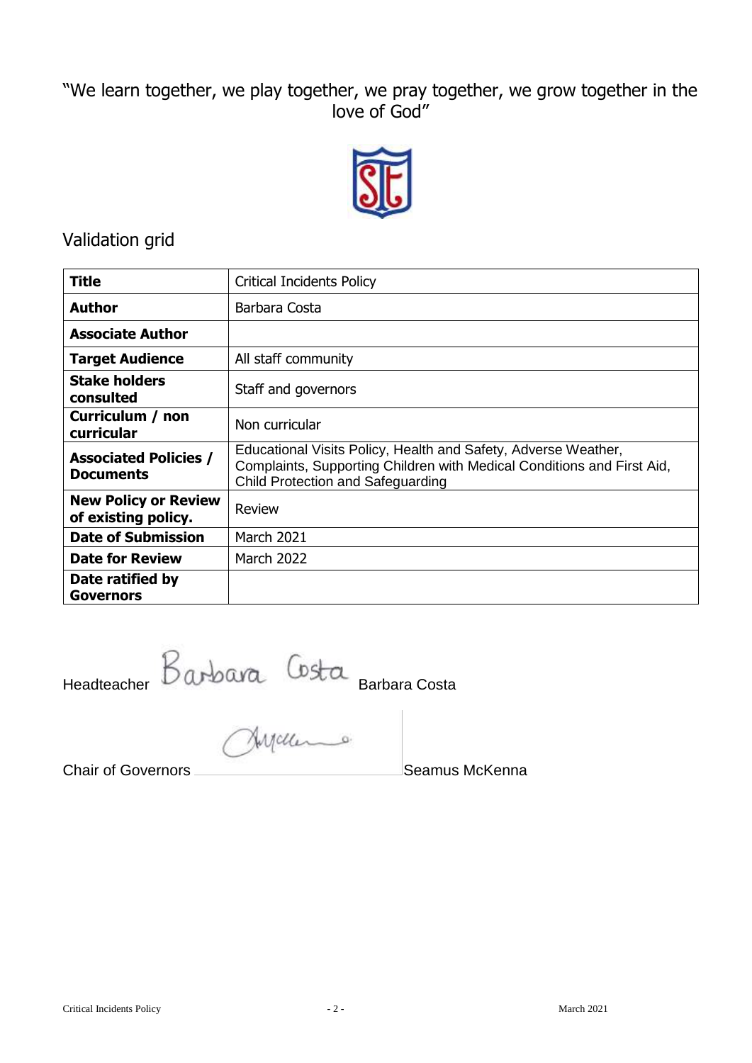"We learn together, we play together, we pray together, we grow together in the love of God"

## Validation grid

| Title | Critical Incidents Policy |
|---|---|
| **Author** | Barbara Costa |
| **Associate Author** | |
| **Target Audience** | All staff community |
| **Stake holders consulted** | Staff and governors |
| **Curriculum / non curricular** | Non curricular |
| **Associated Policies / Documents** | Educational Visits Policy, Health and Safety, Adverse Weather, Complaints, Supporting Children with Medical Conditions and First Aid, Child Protection and Safeguarding |
| **New Policy or Review of existing policy.** | Review |
| **Date of Submission** | March 2021 |
| **Date for Review** | March 2022 |
| **Date ratified by Governors** | |

Headteacher Barbara Costa Barbara Costa

Chair of Governors \_\_\_\_\_\_\_\_\_\_\_\_\_\_\_\_\_\_\_\_ Seamus McKenna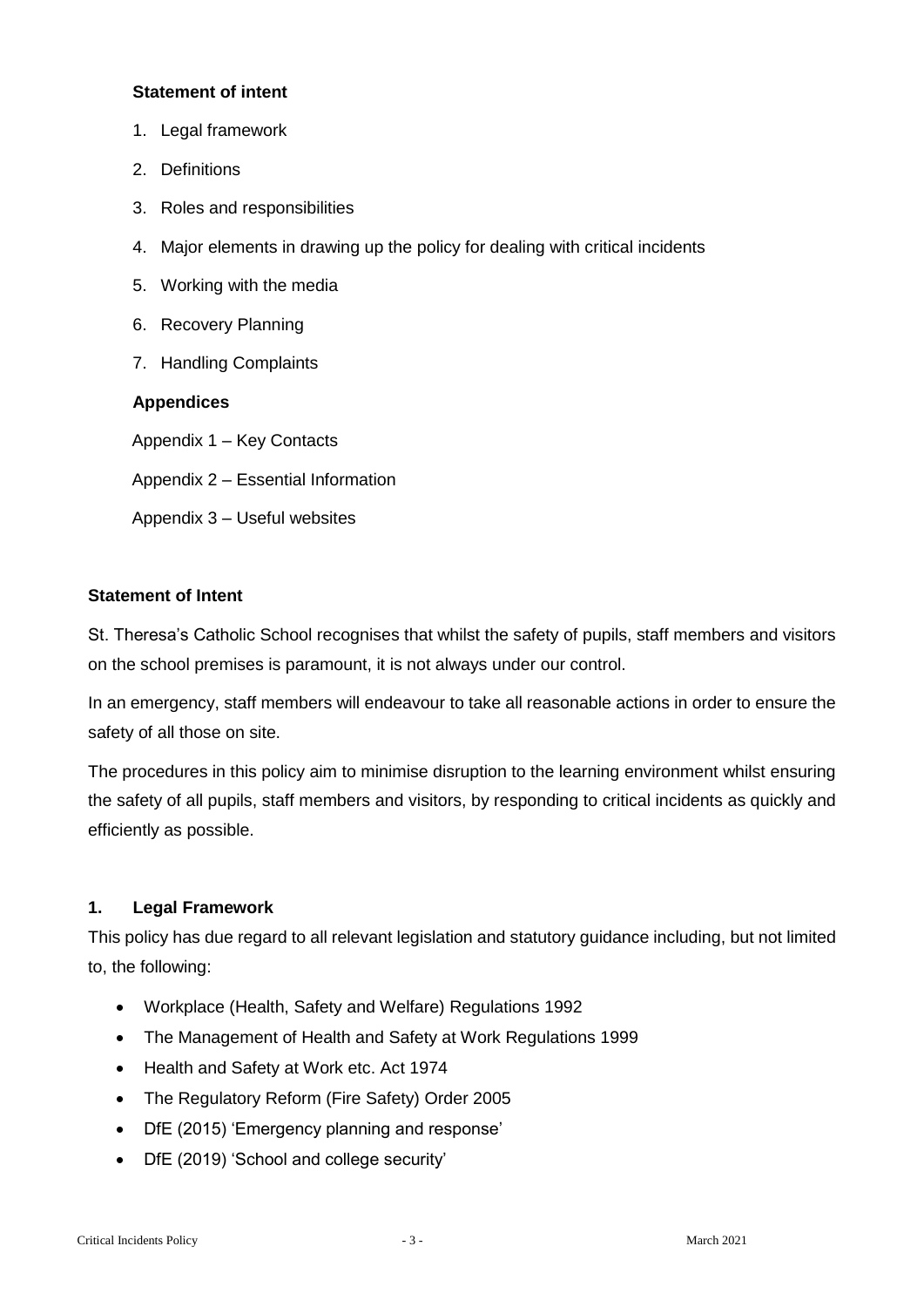**Statement of intent**

1. Legal framework
2. Definitions
3. Roles and responsibilities
4. Major elements in drawing up the policy for dealing with critical incidents
5. Working with the media
6. Recovery Planning
7. Handling Complaints

**Appendices**

Appendix 1 – Key Contacts

Appendix 2 – Essential Information

Appendix 3 – Useful websites

## Statement of Intent

St. Theresa's Catholic School recognises that whilst the safety of pupils, staff members and visitors on the school premises is paramount, it is not always under our control.

In an emergency, staff members will endeavour to take all reasonable actions in order to ensure the safety of all those on site.

The procedures in this policy aim to minimise disruption to the learning environment whilst ensuring the safety of all pupils, staff members and visitors, by responding to critical incidents as quickly and efficiently as possible.

## 1. Legal Framework

This policy has due regard to all relevant legislation and statutory guidance including, but not limited to, the following:

- Workplace (Health, Safety and Welfare) Regulations 1992
- The Management of Health and Safety at Work Regulations 1999
- Health and Safety at Work etc. Act 1974
- The Regulatory Reform (Fire Safety) Order 2005
- DfE (2015) 'Emergency planning and response'
- DfE (2019) 'School and college security'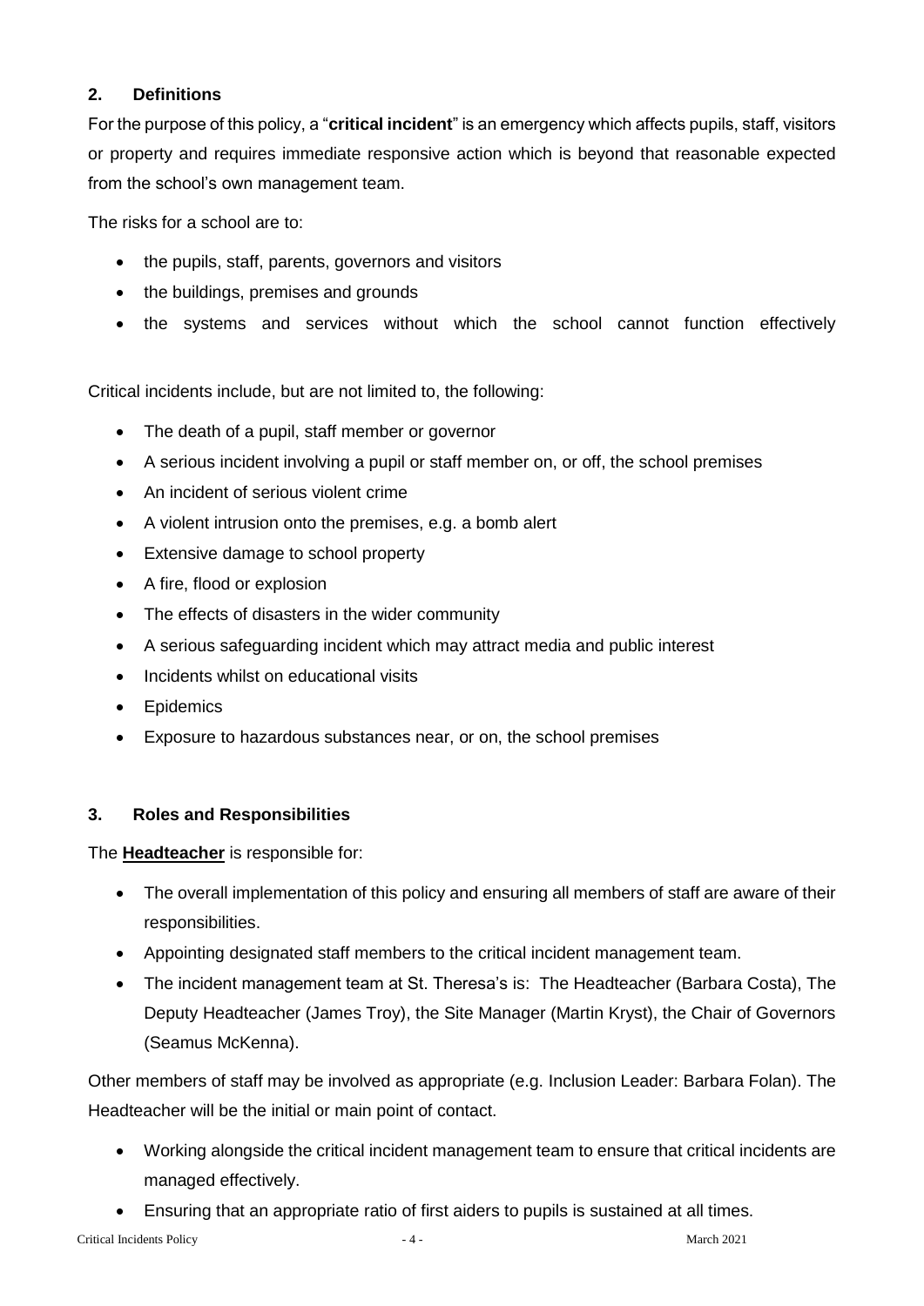## 2. Definitions

For the purpose of this policy, a "**critical incident**" is an emergency which affects pupils, staff, visitors or property and requires immediate responsive action which is beyond that reasonable expected from the school's own management team.

The risks for a school are to:

- the pupils, staff, parents, governors and visitors
- the buildings, premises and grounds
- the systems and services without which the school cannot function effectively

Critical incidents include, but are not limited to, the following:

- The death of a pupil, staff member or governor
- A serious incident involving a pupil or staff member on, or off, the school premises
- An incident of serious violent crime
- A violent intrusion onto the premises, e.g. a bomb alert
- Extensive damage to school property
- A fire, flood or explosion
- The effects of disasters in the wider community
- A serious safeguarding incident which may attract media and public interest
- Incidents whilst on educational visits
- Epidemics
- Exposure to hazardous substances near, or on, the school premises

## 3. Roles and Responsibilities

The **Headteacher** is responsible for:

- The overall implementation of this policy and ensuring all members of staff are aware of their responsibilities.
- Appointing designated staff members to the critical incident management team.
- The incident management team at St. Theresa's is: The Headteacher (Barbara Costa), The Deputy Headteacher (James Troy), the Site Manager (Martin Kryst), the Chair of Governors (Seamus McKenna).

Other members of staff may be involved as appropriate (e.g. Inclusion Leader: Barbara Folan). The Headteacher will be the initial or main point of contact.

- Working alongside the critical incident management team to ensure that critical incidents are managed effectively.
- Ensuring that an appropriate ratio of first aiders to pupils is sustained at all times.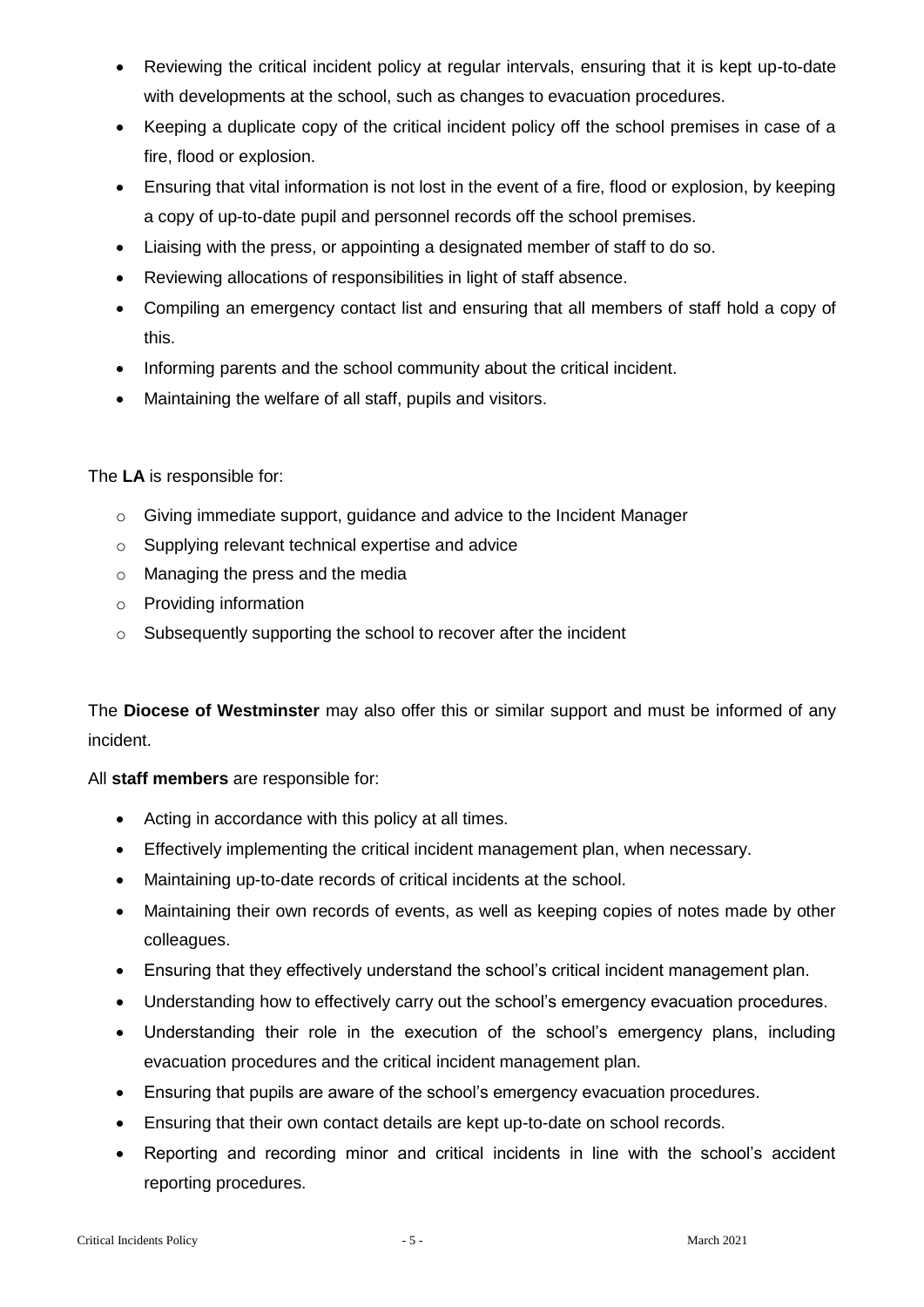- Reviewing the critical incident policy at regular intervals, ensuring that it is kept up-to-date with developments at the school, such as changes to evacuation procedures.
- Keeping a duplicate copy of the critical incident policy off the school premises in case of a fire, flood or explosion.
- Ensuring that vital information is not lost in the event of a fire, flood or explosion, by keeping a copy of up-to-date pupil and personnel records off the school premises.
- Liaising with the press, or appointing a designated member of staff to do so.
- Reviewing allocations of responsibilities in light of staff absence.
- Compiling an emergency contact list and ensuring that all members of staff hold a copy of this.
- Informing parents and the school community about the critical incident.
- Maintaining the welfare of all staff, pupils and visitors.

The **LA** is responsible for:

- Giving immediate support, guidance and advice to the Incident Manager
- Supplying relevant technical expertise and advice
- Managing the press and the media
- Providing information
- Subsequently supporting the school to recover after the incident

The **Diocese of Westminster** may also offer this or similar support and must be informed of any incident.

All **staff members** are responsible for:

- Acting in accordance with this policy at all times.
- Effectively implementing the critical incident management plan, when necessary.
- Maintaining up-to-date records of critical incidents at the school.
- Maintaining their own records of events, as well as keeping copies of notes made by other colleagues.
- Ensuring that they effectively understand the school's critical incident management plan.
- Understanding how to effectively carry out the school's emergency evacuation procedures.
- Understanding their role in the execution of the school's emergency plans, including evacuation procedures and the critical incident management plan.
- Ensuring that pupils are aware of the school's emergency evacuation procedures.
- Ensuring that their own contact details are kept up-to-date on school records.
- Reporting and recording minor and critical incidents in line with the school's accident reporting procedures.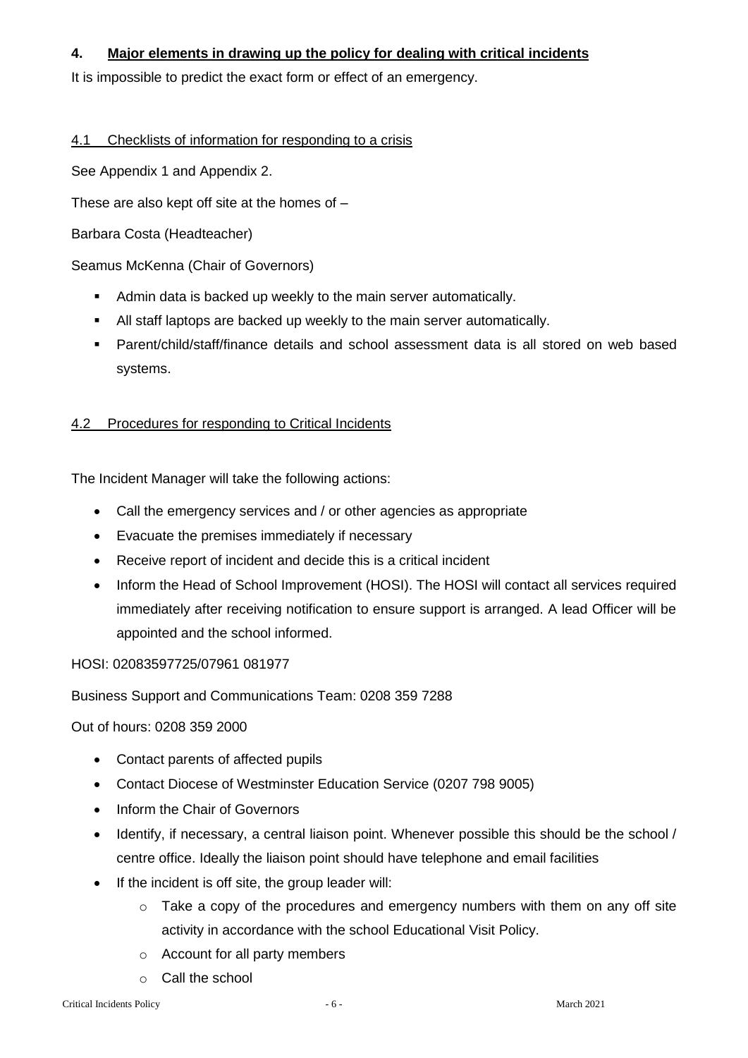## 4. Major elements in drawing up the policy for dealing with critical incidents

It is impossible to predict the exact form or effect of an emergency.

### 4.1 Checklists of information for responding to a crisis

See Appendix 1 and Appendix 2.

These are also kept off site at the homes of –

Barbara Costa (Headteacher)

Seamus McKenna (Chair of Governors)

- Admin data is backed up weekly to the main server automatically.
- All staff laptops are backed up weekly to the main server automatically.
- Parent/child/staff/finance details and school assessment data is all stored on web based systems.

### 4.2 Procedures for responding to Critical Incidents

The Incident Manager will take the following actions:

- Call the emergency services and / or other agencies as appropriate
- Evacuate the premises immediately if necessary
- Receive report of incident and decide this is a critical incident
- Inform the Head of School Improvement (HOSI). The HOSI will contact all services required immediately after receiving notification to ensure support is arranged. A lead Officer will be appointed and the school informed.

HOSI: 02083597725/07961 081977

Business Support and Communications Team: 0208 359 7288

Out of hours: 0208 359 2000

- Contact parents of affected pupils
- Contact Diocese of Westminster Education Service (0207 798 9005)
- Inform the Chair of Governors
- Identify, if necessary, a central liaison point. Whenever possible this should be the school / centre office. Ideally the liaison point should have telephone and email facilities
- If the incident is off site, the group leader will:
  - Take a copy of the procedures and emergency numbers with them on any off site activity in accordance with the school Educational Visit Policy.
  - Account for all party members
  - Call the school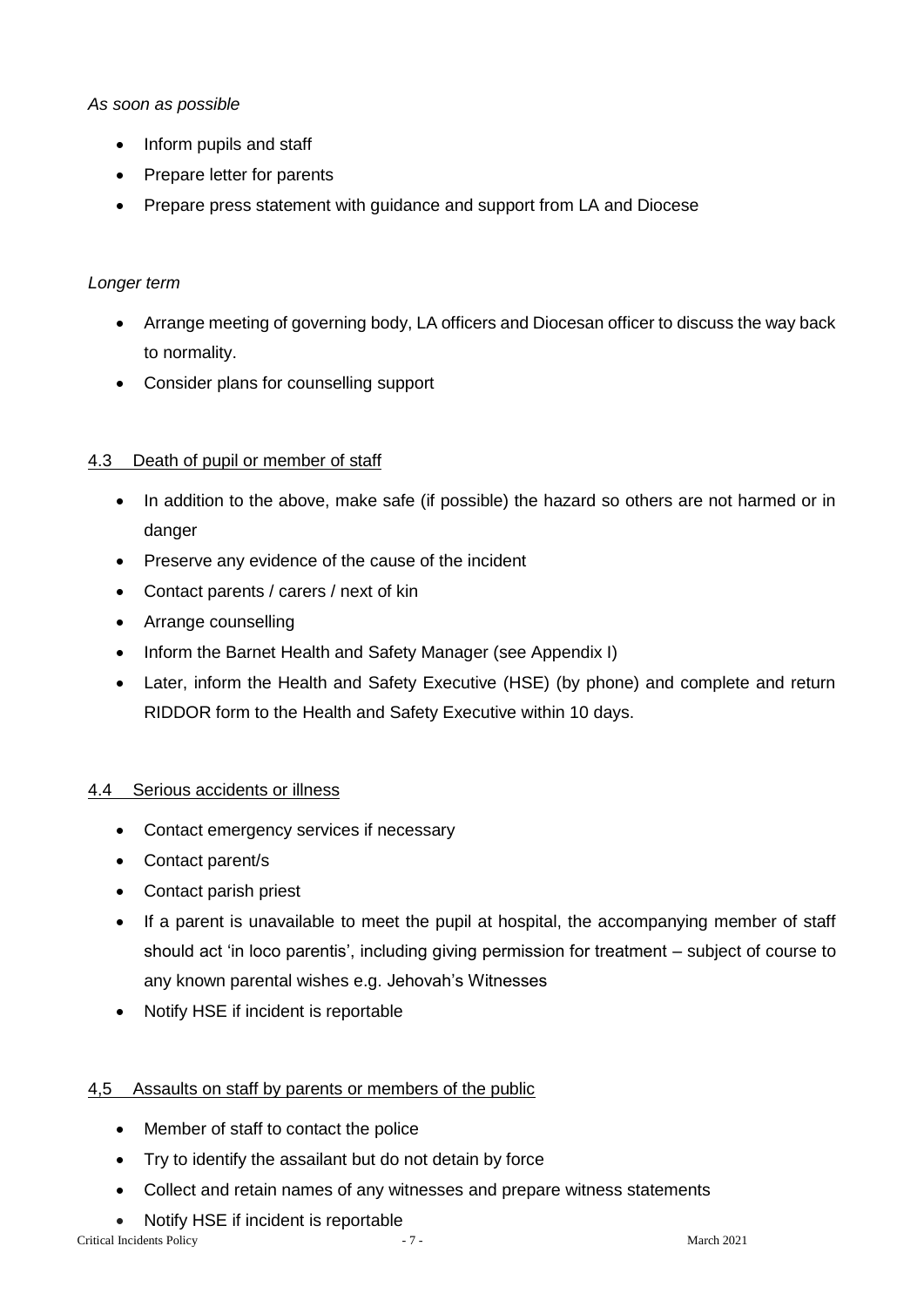*As soon as possible*

- Inform pupils and staff
- Prepare letter for parents
- Prepare press statement with guidance and support from LA and Diocese

*Longer term*

- Arrange meeting of governing body, LA officers and Diocesan officer to discuss the way back to normality.
- Consider plans for counselling support

### 4.3 Death of pupil or member of staff

- In addition to the above, make safe (if possible) the hazard so others are not harmed or in danger
- Preserve any evidence of the cause of the incident
- Contact parents / carers / next of kin
- Arrange counselling
- Inform the Barnet Health and Safety Manager (see Appendix I)
- Later, inform the Health and Safety Executive (HSE) (by phone) and complete and return RIDDOR form to the Health and Safety Executive within 10 days.

### 4.4 Serious accidents or illness

- Contact emergency services if necessary
- Contact parent/s
- Contact parish priest
- If a parent is unavailable to meet the pupil at hospital, the accompanying member of staff should act 'in loco parentis', including giving permission for treatment – subject of course to any known parental wishes e.g. Jehovah's Witnesses
- Notify HSE if incident is reportable

### 4,5 Assaults on staff by parents or members of the public

- Member of staff to contact the police
- Try to identify the assailant but do not detain by force
- Collect and retain names of any witnesses and prepare witness statements
- Notify HSE if incident is reportable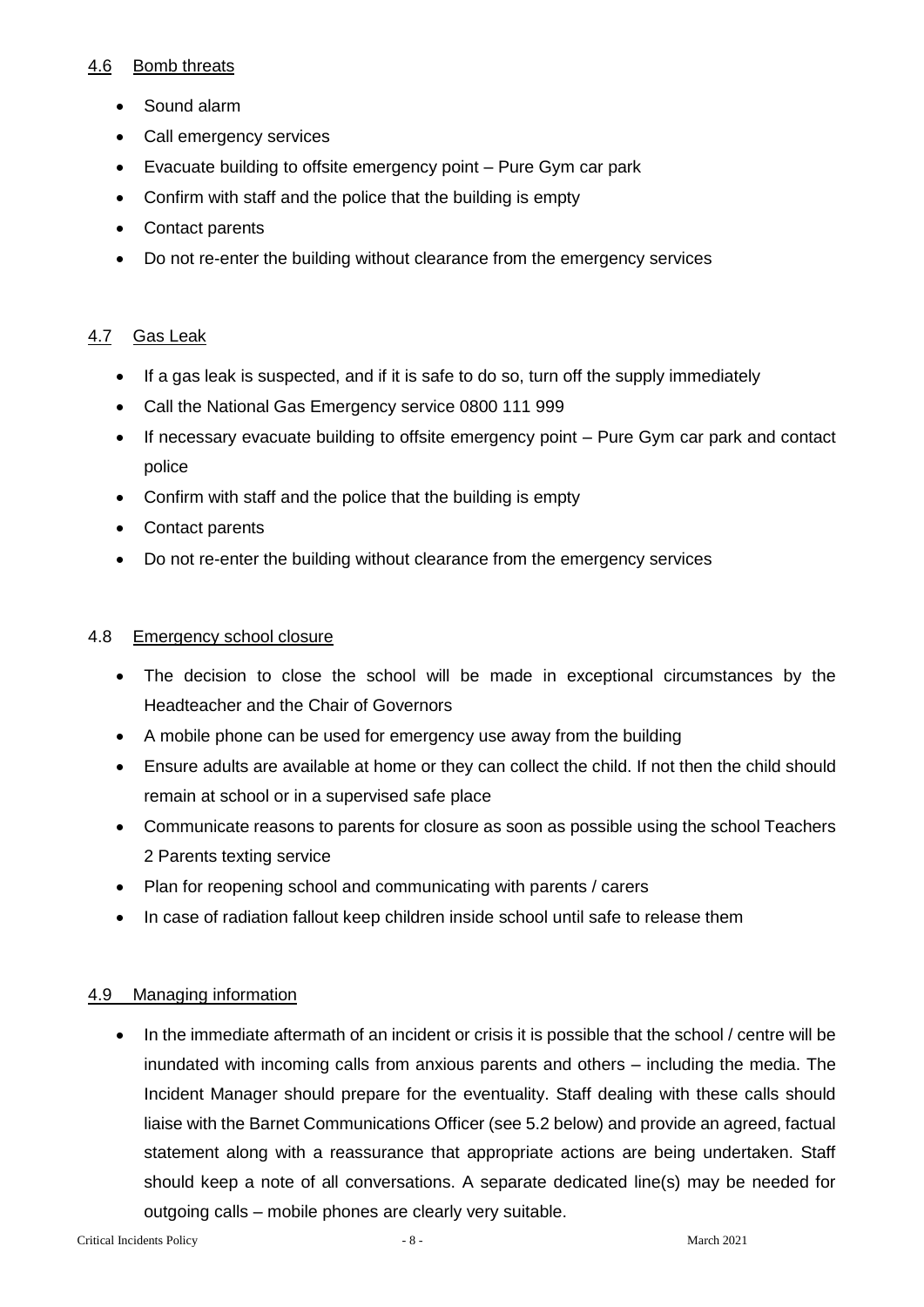### 4.6 Bomb threats

- Sound alarm
- Call emergency services
- Evacuate building to offsite emergency point – Pure Gym car park
- Confirm with staff and the police that the building is empty
- Contact parents
- Do not re-enter the building without clearance from the emergency services

### 4.7 Gas Leak

- If a gas leak is suspected, and if it is safe to do so, turn off the supply immediately
- Call the National Gas Emergency service 0800 111 999
- If necessary evacuate building to offsite emergency point – Pure Gym car park and contact police
- Confirm with staff and the police that the building is empty
- Contact parents
- Do not re-enter the building without clearance from the emergency services

### 4.8 Emergency school closure

- The decision to close the school will be made in exceptional circumstances by the Headteacher and the Chair of Governors
- A mobile phone can be used for emergency use away from the building
- Ensure adults are available at home or they can collect the child. If not then the child should remain at school or in a supervised safe place
- Communicate reasons to parents for closure as soon as possible using the school Teachers 2 Parents texting service
- Plan for reopening school and communicating with parents / carers
- In case of radiation fallout keep children inside school until safe to release them

### 4.9 Managing information

- In the immediate aftermath of an incident or crisis it is possible that the school / centre will be inundated with incoming calls from anxious parents and others – including the media. The Incident Manager should prepare for the eventuality. Staff dealing with these calls should liaise with the Barnet Communications Officer (see 5.2 below) and provide an agreed, factual statement along with a reassurance that appropriate actions are being undertaken. Staff should keep a note of all conversations. A separate dedicated line(s) may be needed for outgoing calls – mobile phones are clearly very suitable.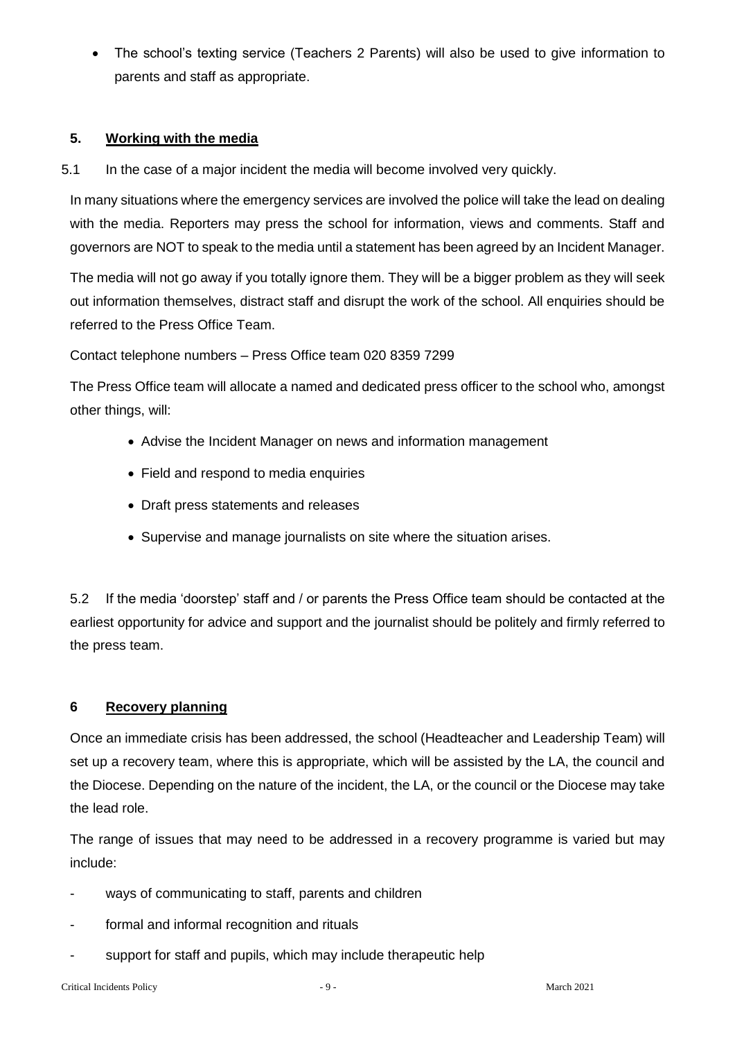- The school's texting service (Teachers 2 Parents) will also be used to give information to parents and staff as appropriate.

## 5. Working with the media

5.1 In the case of a major incident the media will become involved very quickly.

In many situations where the emergency services are involved the police will take the lead on dealing with the media. Reporters may press the school for information, views and comments. Staff and governors are NOT to speak to the media until a statement has been agreed by an Incident Manager.

The media will not go away if you totally ignore them. They will be a bigger problem as they will seek out information themselves, distract staff and disrupt the work of the school. All enquiries should be referred to the Press Office Team.

Contact telephone numbers – Press Office team 020 8359 7299

The Press Office team will allocate a named and dedicated press officer to the school who, amongst other things, will:

- Advise the Incident Manager on news and information management
- Field and respond to media enquiries
- Draft press statements and releases
- Supervise and manage journalists on site where the situation arises.

5.2 If the media 'doorstep' staff and / or parents the Press Office team should be contacted at the earliest opportunity for advice and support and the journalist should be politely and firmly referred to the press team.

## 6 Recovery planning

Once an immediate crisis has been addressed, the school (Headteacher and Leadership Team) will set up a recovery team, where this is appropriate, which will be assisted by the LA, the council and the Diocese. Depending on the nature of the incident, the LA, or the council or the Diocese may take the lead role.

The range of issues that may need to be addressed in a recovery programme is varied but may include:

- ways of communicating to staff, parents and children
- formal and informal recognition and rituals
- support for staff and pupils, which may include therapeutic help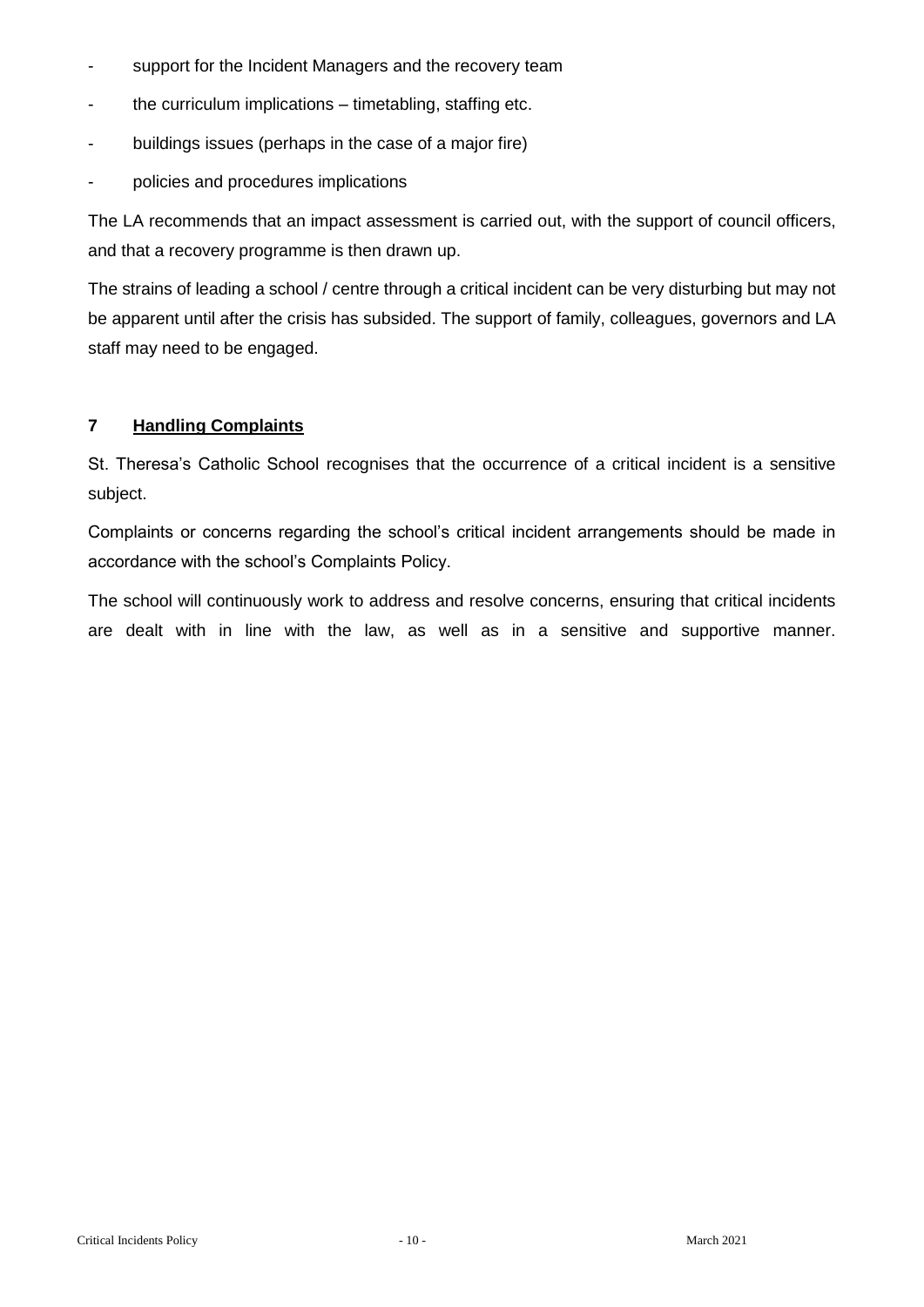- support for the Incident Managers and the recovery team
- the curriculum implications – timetabling, staffing etc.
- buildings issues (perhaps in the case of a major fire)
- policies and procedures implications

The LA recommends that an impact assessment is carried out, with the support of council officers, and that a recovery programme is then drawn up.

The strains of leading a school / centre through a critical incident can be very disturbing but may not be apparent until after the crisis has subsided. The support of family, colleagues, governors and LA staff may need to be engaged.

## 7 Handling Complaints

St. Theresa's Catholic School recognises that the occurrence of a critical incident is a sensitive subject.

Complaints or concerns regarding the school's critical incident arrangements should be made in accordance with the school's Complaints Policy.

The school will continuously work to address and resolve concerns, ensuring that critical incidents are dealt with in line with the law, as well as in a sensitive and supportive manner.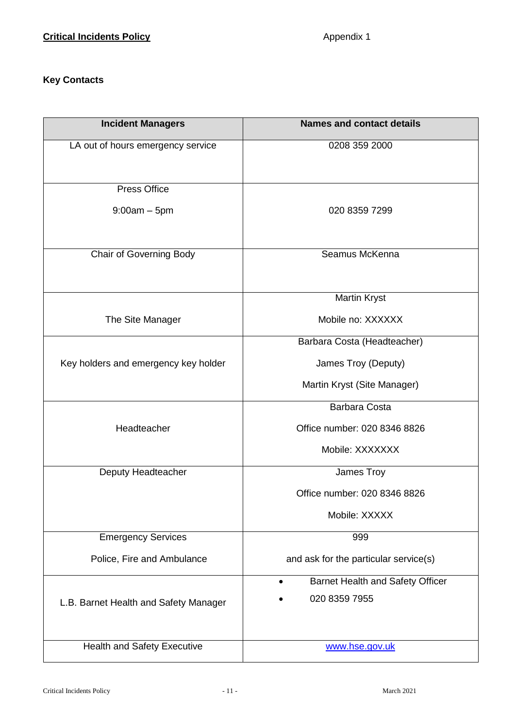**Critical Incidents Policy** Appendix 1

**Key Contacts**

| Incident Managers | Names and contact details |
|---|---|
| LA out of hours emergency service | 0208 359 2000 |
| Press Office<br>9:00am – 5pm | 020 8359 7299 |
| Chair of Governing Body | Seamus McKenna |
| The Site Manager | Martin Kryst<br>Mobile no: XXXXXX |
| Key holders and emergency key holder | Barbara Costa (Headteacher)<br>James Troy (Deputy)<br>Martin Kryst (Site Manager) |
| Headteacher | Barbara Costa<br>Office number: 020 8346 8826<br>Mobile: XXXXXXX |
| Deputy Headteacher | James Troy<br>Office number: 020 8346 8826<br>Mobile: XXXXX |
| Emergency Services<br>Police, Fire and Ambulance | 999<br>and ask for the particular service(s) |
| L.B. Barnet Health and Safety Manager | • Barnet Health and Safety Officer<br>• 020 8359 7955 |
| Health and Safety Executive | www.hse.gov.uk |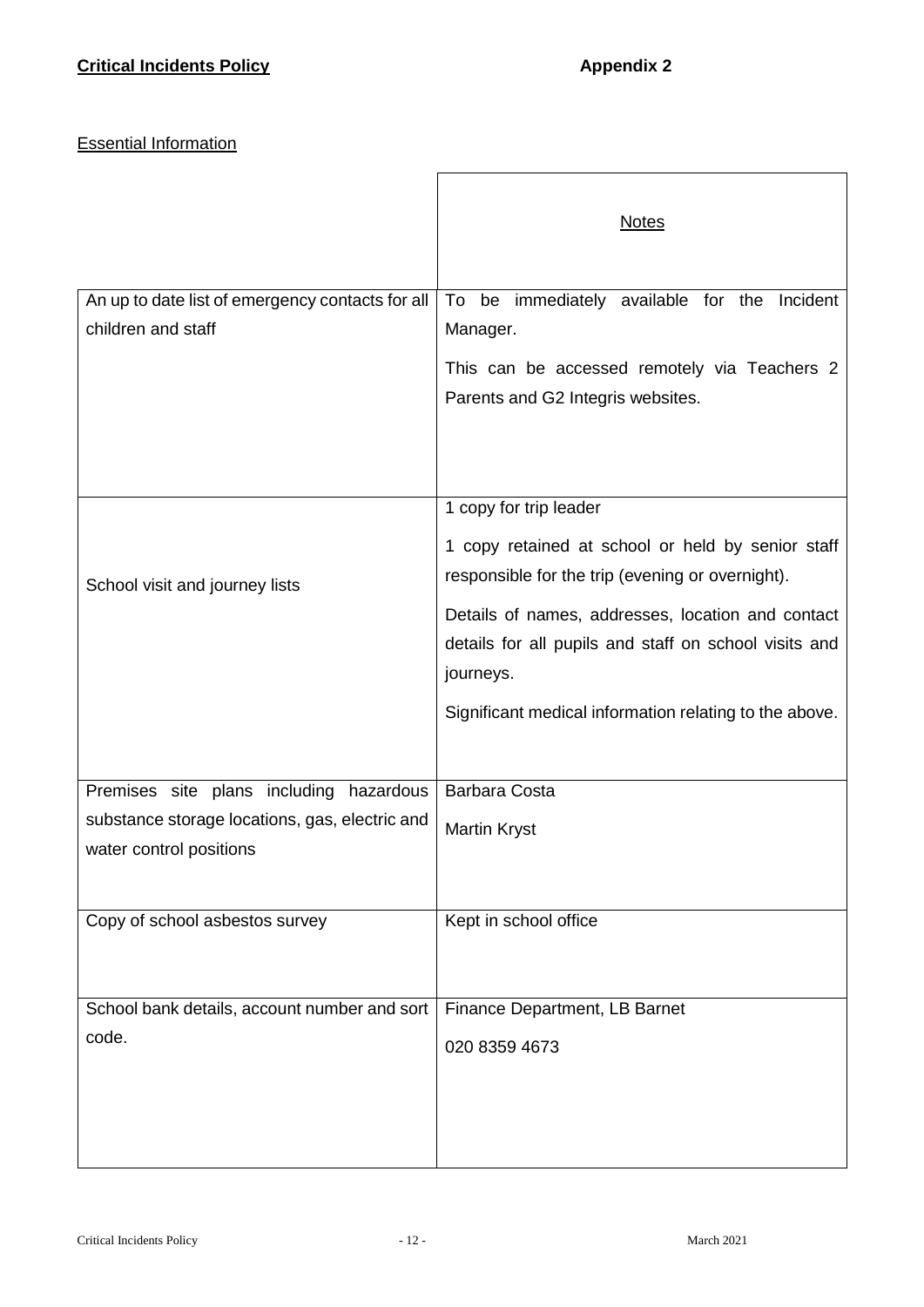**Critical Incidents Policy** **Appendix 2**

Essential Information

| | Notes |
|---|---|
| An up to date list of emergency contacts for all children and staff | To be immediately available for the Incident Manager.<br><br>This can be accessed remotely via Teachers 2 Parents and G2 Integris websites. |
| School visit and journey lists | 1 copy for trip leader<br><br>1 copy retained at school or held by senior staff responsible for the trip (evening or overnight).<br><br>Details of names, addresses, location and contact details for all pupils and staff on school visits and journeys.<br><br>Significant medical information relating to the above. |
| Premises site plans including hazardous substance storage locations, gas, electric and water control positions | Barbara Costa<br><br>Martin Kryst |
| Copy of school asbestos survey | Kept in school office |
| School bank details, account number and sort code. | Finance Department, LB Barnet<br><br>020 8359 4673 |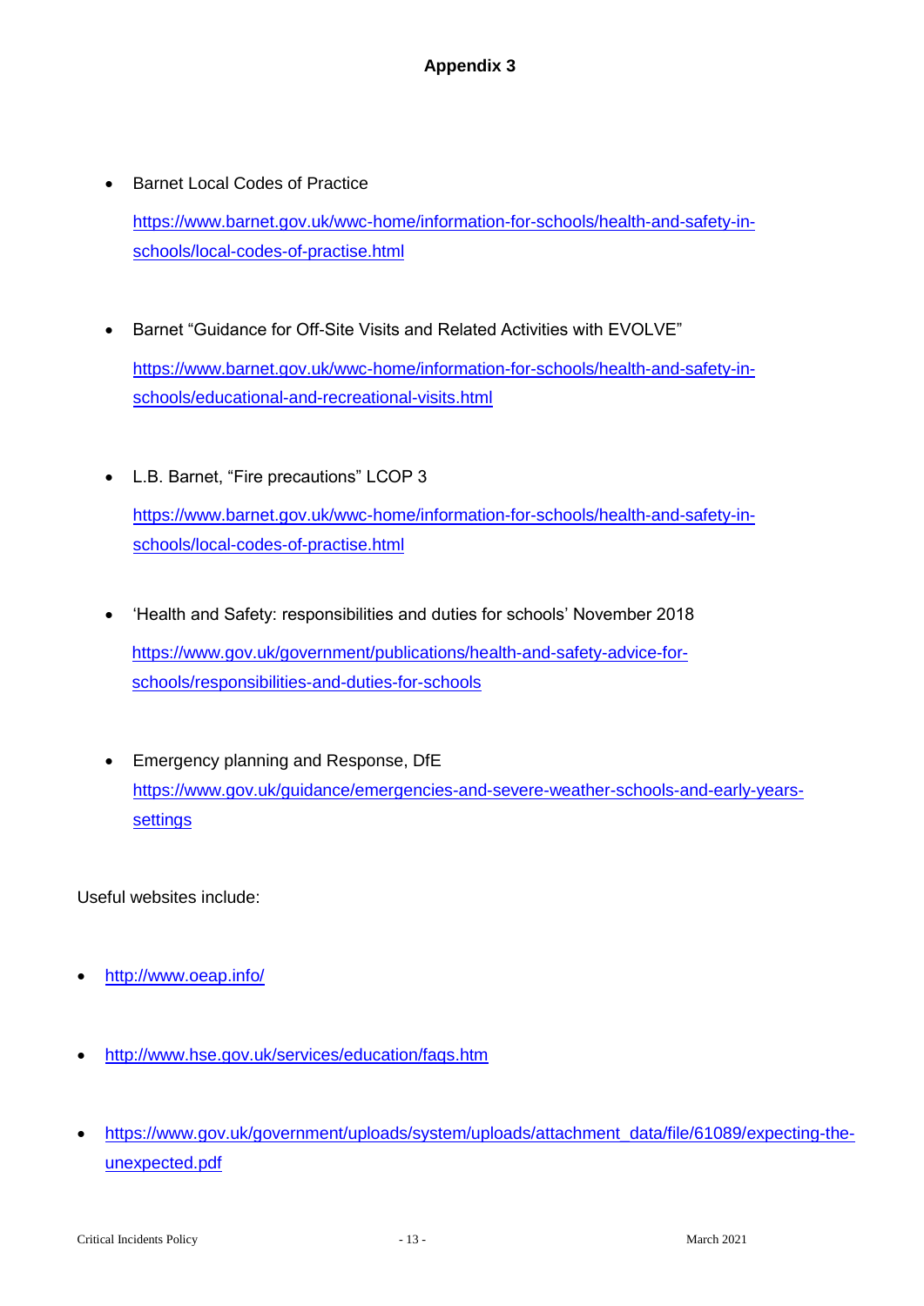## Appendix 3

- Barnet Local Codes of Practice

  https://www.barnet.gov.uk/wwc-home/information-for-schools/health-and-safety-in-schools/local-codes-of-practise.html

- Barnet "Guidance for Off-Site Visits and Related Activities with EVOLVE"

  https://www.barnet.gov.uk/wwc-home/information-for-schools/health-and-safety-in-schools/educational-and-recreational-visits.html

- L.B. Barnet, "Fire precautions" LCOP 3

  https://www.barnet.gov.uk/wwc-home/information-for-schools/health-and-safety-in-schools/local-codes-of-practise.html

- 'Health and Safety: responsibilities and duties for schools' November 2018

  https://www.gov.uk/government/publications/health-and-safety-advice-for-schools/responsibilities-and-duties-for-schools

- Emergency planning and Response, DfE

  https://www.gov.uk/guidance/emergencies-and-severe-weather-schools-and-early-years-settings

Useful websites include:

- http://www.oeap.info/
- http://www.hse.gov.uk/services/education/faqs.htm
- https://www.gov.uk/government/uploads/system/uploads/attachment_data/file/61089/expecting-the-unexpected.pdf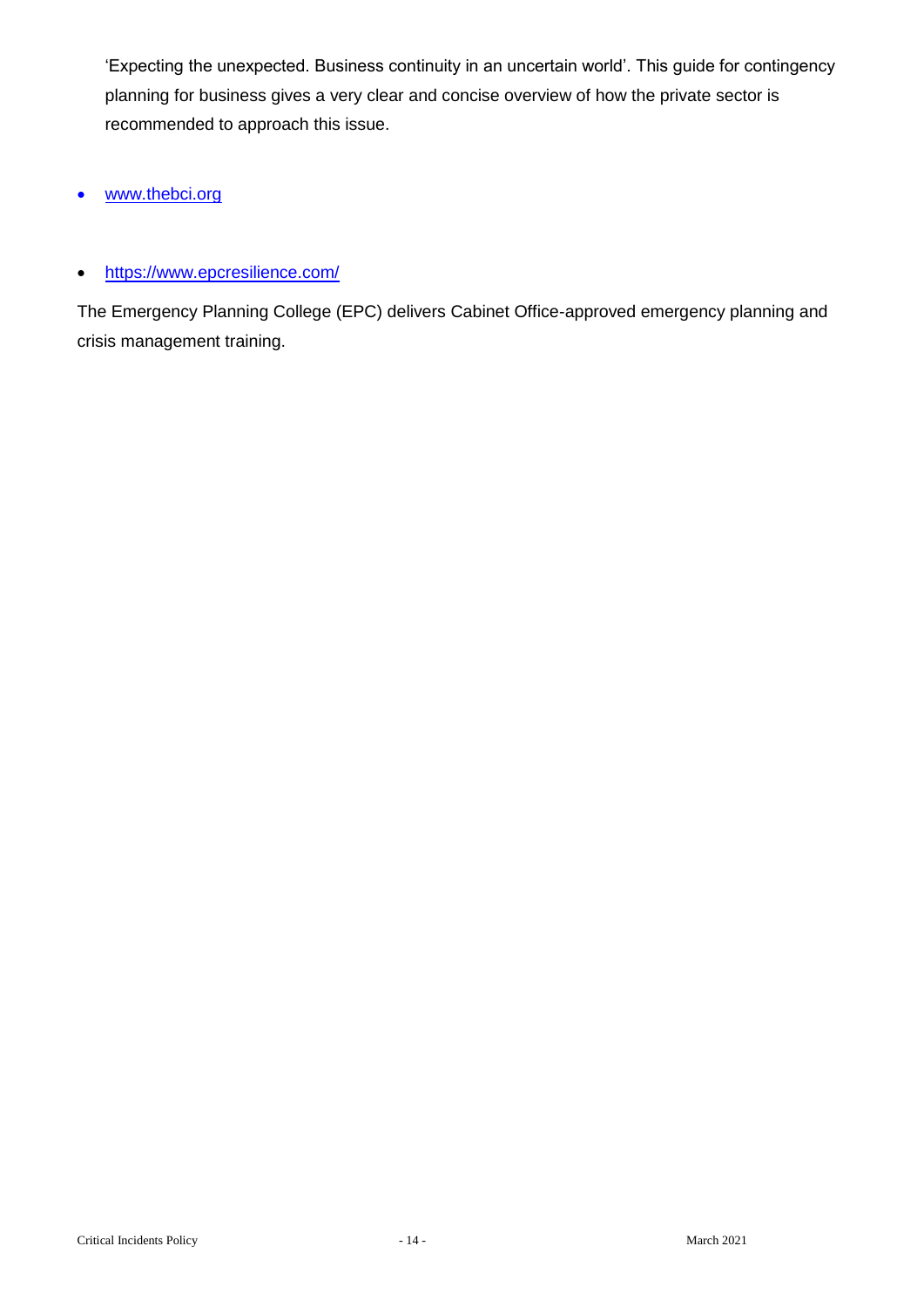'Expecting the unexpected. Business continuity in an uncertain world'. This guide for contingency planning for business gives a very clear and concise overview of how the private sector is recommended to approach this issue.

- www.thebci.org

- https://www.epcresilience.com/

The Emergency Planning College (EPC) delivers Cabinet Office-approved emergency planning and crisis management training.